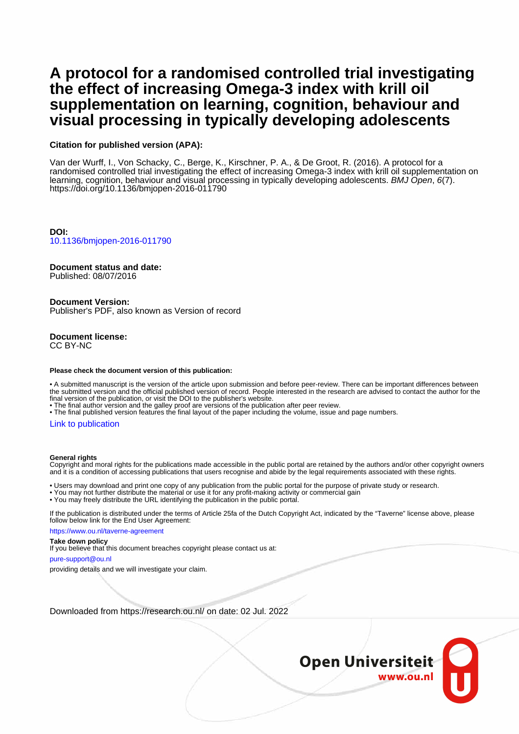# A protocol for a randomised controlled trial investigating the effect of increasing Omega-3 index with krill oil supplementation on learning, cognition, behaviour and visual processing in typically developing adolescents

**Citation for published version (APA):**

Van der Wurff, I., Von Schacky, C., Berge, K., Kirschner, P. A., & De Groot, R. (2016). A protocol for a randomised controlled trial investigating the effect of increasing Omega-3 index with krill oil supplementation on learning, cognition, behaviour and visual processing in typically developing adolescents. *BMJ Open*, *6*(7). https://doi.org/10.1136/bmjopen-2016-011790

**DOI:**
10.1136/bmjopen-2016-011790

**Document status and date:**
Published: 08/07/2016

**Document Version:**
Publisher's PDF, also known as Version of record

**Document license:**
CC BY-NC

**Please check the document version of this publication:**

• A submitted manuscript is the version of the article upon submission and before peer-review. There can be important differences between the submitted version and the official published version of record. People interested in the research are advised to contact the author for the final version of the publication, or visit the DOI to the publisher's website.
• The final author version and the galley proof are versions of the publication after peer review.
• The final published version features the final layout of the paper including the volume, issue and page numbers.

Link to publication

**General rights**
Copyright and moral rights for the publications made accessible in the public portal are retained by the authors and/or other copyright owners and it is a condition of accessing publications that users recognise and abide by the legal requirements associated with these rights.

• Users may download and print one copy of any publication from the public portal for the purpose of private study or research.
• You may not further distribute the material or use it for any profit-making activity or commercial gain
• You may freely distribute the URL identifying the publication in the public portal.

If the publication is distributed under the terms of Article 25fa of the Dutch Copyright Act, indicated by the "Taverne" license above, please follow below link for the End User Agreement:

https://www.ou.nl/taverne-agreement

**Take down policy**
If you believe that this document breaches copyright please contact us at:

pure-support@ou.nl

providing details and we will investigate your claim.

Downloaded from https://research.ou.nl/ on date: 02 Jul. 2022

Open Universiteit
www.ou.nl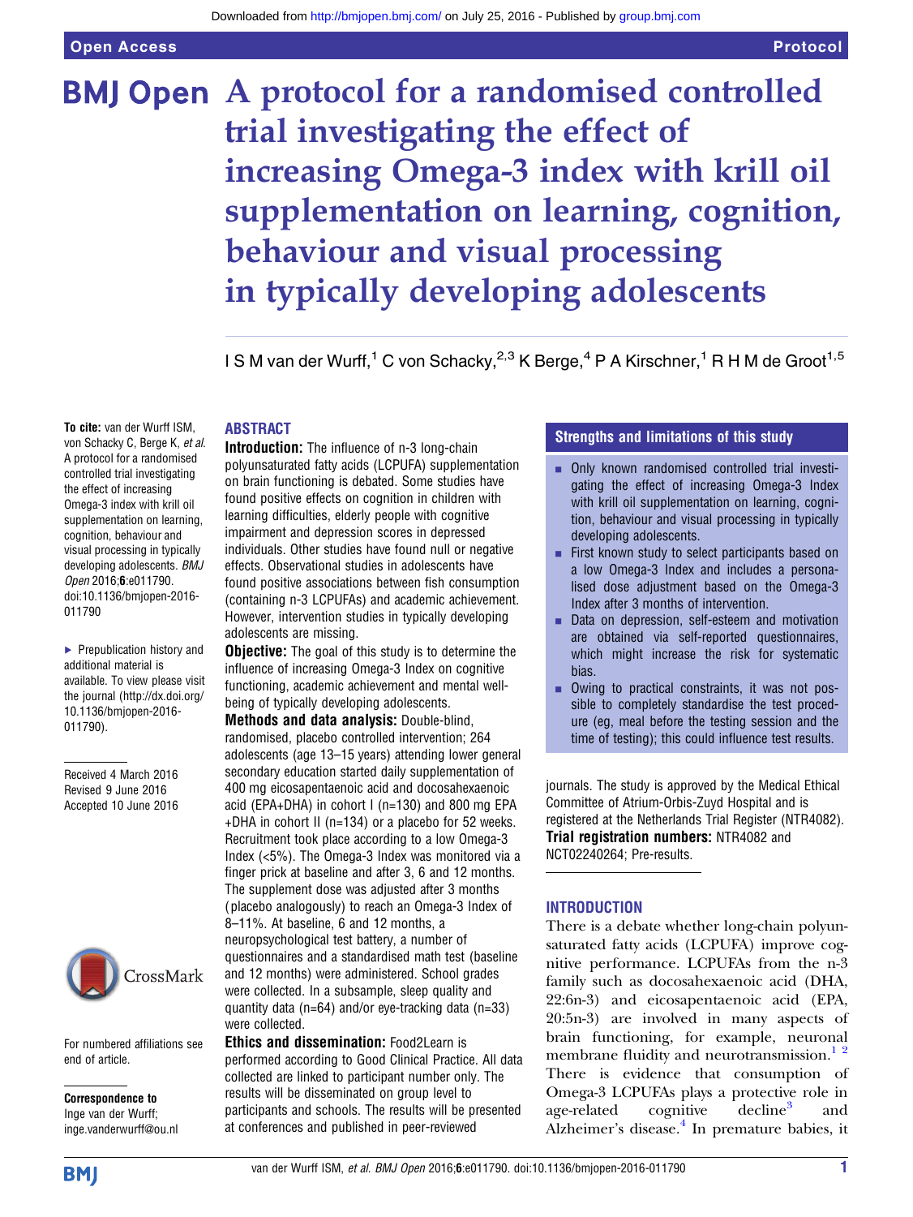# A protocol for a randomised controlled trial investigating the effect of increasing Omega-3 index with krill oil supplementation on learning, cognition, behaviour and visual processing in typically developing adolescents

I S M van der Wurff,[1] C von Schacky,[2,3] K Berge,[4] P A Kirschner,[1] R H M de Groot[1,5]

**To cite:** van der Wurff ISM, von Schacky C, Berge K, *et al*. A protocol for a randomised controlled trial investigating the effect of increasing Omega-3 index with krill oil supplementation on learning, cognition, behaviour and visual processing in typically developing adolescents. *BMJ Open* 2016;**6**:e011790. doi:10.1136/bmjopen-2016-011790

► Prepublication history and additional material is available. To view please visit the journal (http://dx.doi.org/10.1136/bmjopen-2016-011790).

Received 4 March 2016
Revised 9 June 2016
Accepted 10 June 2016

For numbered affiliations see end of article.

**Correspondence to**
Inge van der Wurff;
inge.vanderwurff@ou.nl

## ABSTRACT

**Introduction:** The influence of n-3 long-chain polyunsaturated fatty acids (LCPUFA) supplementation on brain functioning is debated. Some studies have found positive effects on cognition in children with learning difficulties, elderly people with cognitive impairment and depression scores in depressed individuals. Other studies have found null or negative effects. Observational studies in adolescents have found positive associations between fish consumption (containing n-3 LCPUFAs) and academic achievement. However, intervention studies in typically developing adolescents are missing.

**Objective:** The goal of this study is to determine the influence of increasing Omega-3 Index on cognitive functioning, academic achievement and mental well-being of typically developing adolescents.

**Methods and data analysis:** Double-blind, randomised, placebo controlled intervention; 264 adolescents (age 13–15 years) attending lower general secondary education started daily supplementation of 400 mg eicosapentaenoic acid and docosahexaenoic acid (EPA+DHA) in cohort I (n=130) and 800 mg EPA +DHA in cohort II (n=134) or a placebo for 52 weeks. Recruitment took place according to a low Omega-3 Index (<5%). The Omega-3 Index was monitored via a finger prick at baseline and after 3, 6 and 12 months. The supplement dose was adjusted after 3 months (placebo analogously) to reach an Omega-3 Index of 8–11%. At baseline, 6 and 12 months, a neuropsychological test battery, a number of questionnaires and a standardised math test (baseline and 12 months) were administered. School grades were collected. In a subsample, sleep quality and quantity data (n=64) and/or eye-tracking data (n=33) were collected.

**Ethics and dissemination:** Food2Learn is performed according to Good Clinical Practice. All data collected are linked to participant number only. The results will be disseminated on group level to participants and schools. The results will be presented at conferences and published in peer-reviewed journals. The study is approved by the Medical Ethical Committee of Atrium-Orbis-Zuyd Hospital and is registered at the Netherlands Trial Register (NTR4082).

**Trial registration numbers:** NTR4082 and NCT02240264; Pre-results.

## Strengths and limitations of this study

- Only known randomised controlled trial investigating the effect of increasing Omega-3 Index with krill oil supplementation on learning, cognition, behaviour and visual processing in typically developing adolescents.
- First known study to select participants based on a low Omega-3 Index and includes a personalised dose adjustment based on the Omega-3 Index after 3 months of intervention.
- Data on depression, self-esteem and motivation are obtained via self-reported questionnaires, which might increase the risk for systematic bias.
- Owing to practical constraints, it was not possible to completely standardise the test procedure (eg, meal before the testing session and the time of testing); this could influence test results.

## INTRODUCTION

There is a debate whether long-chain polyunsaturated fatty acids (LCPUFA) improve cognitive performance. LCPUFAs from the n-3 family such as docosahexaenoic acid (DHA, 22:6n-3) and eicosapentaenoic acid (EPA, 20:5n-3) are involved in many aspects of brain functioning, for example, neuronal membrane fluidity and neurotransmission.[1,2] There is evidence that consumption of Omega-3 LCPUFAs plays a protective role in age-related cognitive decline[3] and Alzheimer's disease.[4] In premature babies, it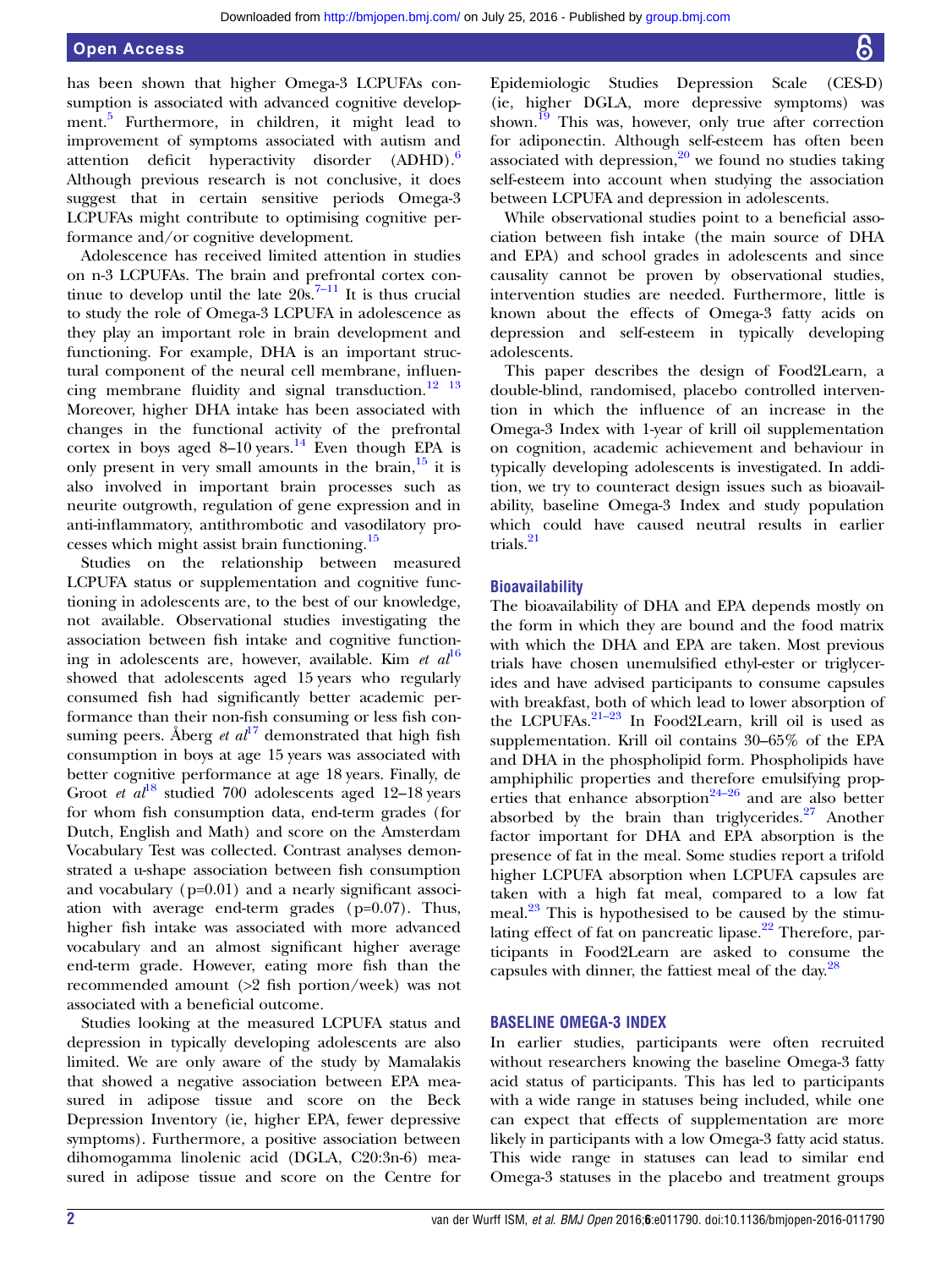has been shown that higher Omega-3 LCPUFAs consumption is associated with advanced cognitive development.[5] Furthermore, in children, it might lead to improvement of symptoms associated with autism and attention deficit hyperactivity disorder (ADHD).[6] Although previous research is not conclusive, it does suggest that in certain sensitive periods Omega-3 LCPUFAs might contribute to optimising cognitive performance and/or cognitive development.

Adolescence has received limited attention in studies on n-3 LCPUFAs. The brain and prefrontal cortex continue to develop until the late 20s.[7–11] It is thus crucial to study the role of Omega-3 LCPUFA in adolescence as they play an important role in brain development and functioning. For example, DHA is an important structural component of the neural cell membrane, influencing membrane fluidity and signal transduction.[12 13] Moreover, higher DHA intake has been associated with changes in the functional activity of the prefrontal cortex in boys aged 8–10 years.[14] Even though EPA is only present in very small amounts in the brain,[15] it is also involved in important brain processes such as neurite outgrowth, regulation of gene expression and in anti-inflammatory, antithrombotic and vasodilatory processes which might assist brain functioning.[15]

Studies on the relationship between measured LCPUFA status or supplementation and cognitive functioning in adolescents are, to the best of our knowledge, not available. Observational studies investigating the association between fish intake and cognitive functioning in adolescents are, however, available. Kim *et al*[16] showed that adolescents aged 15 years who regularly consumed fish had significantly better academic performance than their non-fish consuming or less fish consuming peers. Åberg *et al*[17] demonstrated that high fish consumption in boys at age 15 years was associated with better cognitive performance at age 18 years. Finally, de Groot *et al*[18] studied 700 adolescents aged 12–18 years for whom fish consumption data, end-term grades (for Dutch, English and Math) and score on the Amsterdam Vocabulary Test was collected. Contrast analyses demonstrated a u-shape association between fish consumption and vocabulary ($p=0.01$) and a nearly significant association with average end-term grades ($p=0.07$). Thus, higher fish intake was associated with more advanced vocabulary and an almost significant higher average end-term grade. However, eating more fish than the recommended amount (>2 fish portion/week) was not associated with a beneficial outcome.

Studies looking at the measured LCPUFA status and depression in typically developing adolescents are also limited. We are only aware of the study by Mamalakis that showed a negative association between EPA measured in adipose tissue and score on the Beck Depression Inventory (ie, higher EPA, fewer depressive symptoms). Furthermore, a positive association between dihomogamma linolenic acid (DGLA, C20:3n-6) measured in adipose tissue and score on the Centre for Epidemiologic Studies Depression Scale (CES-D) (ie, higher DGLA, more depressive symptoms) was shown.[19] This was, however, only true after correction for adiponectin. Although self-esteem has often been associated with depression,[20] we found no studies taking self-esteem into account when studying the association between LCPUFA and depression in adolescents.

While observational studies point to a beneficial association between fish intake (the main source of DHA and EPA) and school grades in adolescents and since causality cannot be proven by observational studies, intervention studies are needed. Furthermore, little is known about the effects of Omega-3 fatty acids on depression and self-esteem in typically developing adolescents.

This paper describes the design of Food2Learn, a double-blind, randomised, placebo controlled intervention in which the influence of an increase in the Omega-3 Index with 1-year of krill oil supplementation on cognition, academic achievement and behaviour in typically developing adolescents is investigated. In addition, we try to counteract design issues such as bioavailability, baseline Omega-3 Index and study population which could have caused neutral results in earlier trials.[21]

### Bioavailability

The bioavailability of DHA and EPA depends mostly on the form in which they are bound and the food matrix with which the DHA and EPA are taken. Most previous trials have chosen unemulsified ethyl-ester or triglycerides and have advised participants to consume capsules with breakfast, both of which lead to lower absorption of the LCPUFAs.[21–23] In Food2Learn, krill oil is used as supplementation. Krill oil contains 30–65% of the EPA and DHA in the phospholipid form. Phospholipids have amphiphilic properties and therefore emulsifying properties that enhance absorption[24–26] and are also better absorbed by the brain than triglycerides.[27] Another factor important for DHA and EPA absorption is the presence of fat in the meal. Some studies report a trifold higher LCPUFA absorption when LCPUFA capsules are taken with a high fat meal, compared to a low fat meal.[23] This is hypothesised to be caused by the stimulating effect of fat on pancreatic lipase.[22] Therefore, participants in Food2Learn are asked to consume the capsules with dinner, the fattiest meal of the day.[28]

## BASELINE OMEGA-3 INDEX

In earlier studies, participants were often recruited without researchers knowing the baseline Omega-3 fatty acid status of participants. This has led to participants with a wide range in statuses being included, while one can expect that effects of supplementation are more likely in participants with a low Omega-3 fatty acid status. This wide range in statuses can lead to similar end Omega-3 statuses in the placebo and treatment groups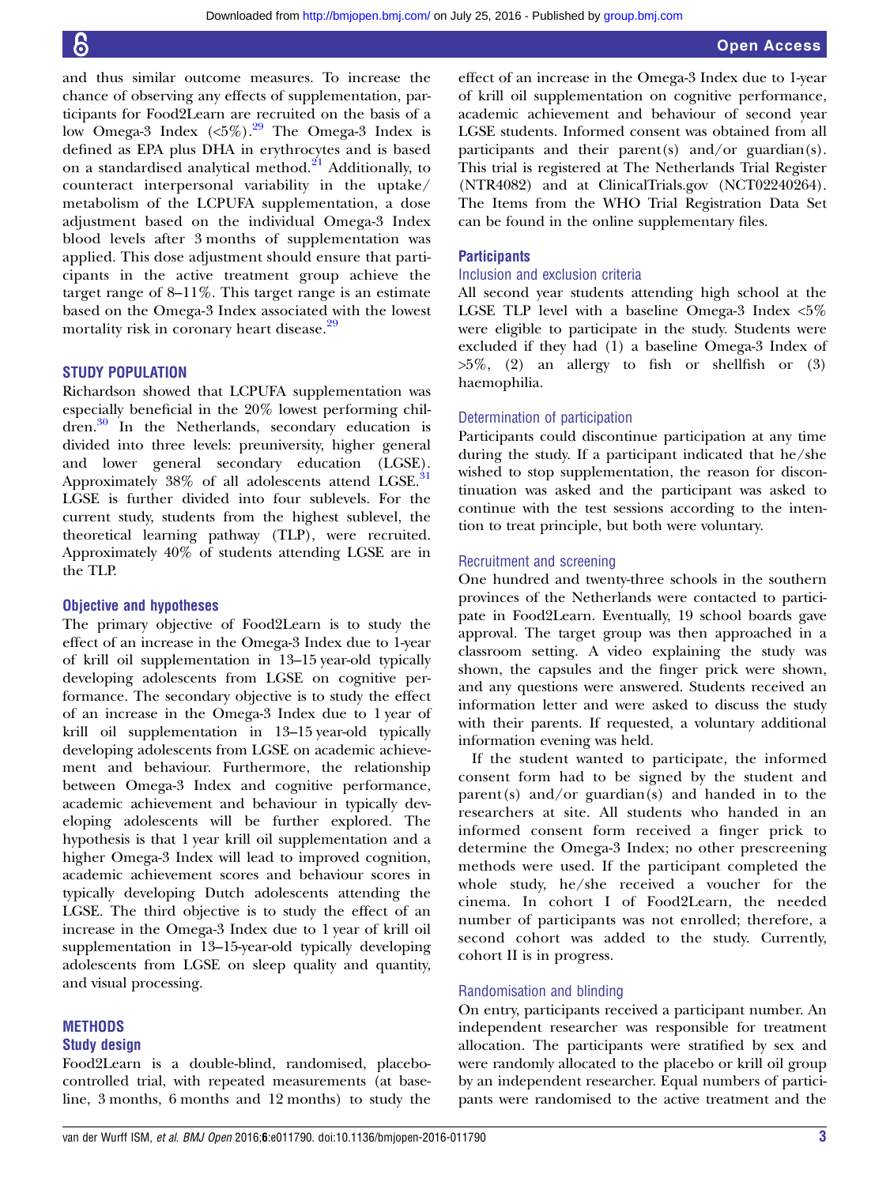and thus similar outcome measures. To increase the chance of observing any effects of supplementation, participants for Food2Learn are recruited on the basis of a low Omega-3 Index (<5%).[29] The Omega-3 Index is defined as EPA plus DHA in erythrocytes and is based on a standardised analytical method.[21] Additionally, to counteract interpersonal variability in the uptake/metabolism of the LCPUFA supplementation, a dose adjustment based on the individual Omega-3 Index blood levels after 3 months of supplementation was applied. This dose adjustment should ensure that participants in the active treatment group achieve the target range of 8–11%. This target range is an estimate based on the Omega-3 Index associated with the lowest mortality risk in coronary heart disease.[29]

## STUDY POPULATION

Richardson showed that LCPUFA supplementation was especially beneficial in the 20% lowest performing children.[30] In the Netherlands, secondary education is divided into three levels: preuniversity, higher general and lower general secondary education (LGSE). Approximately 38% of all adolescents attend LGSE.[31] LGSE is further divided into four sublevels. For the current study, students from the highest sublevel, the theoretical learning pathway (TLP), were recruited. Approximately 40% of students attending LGSE are in the TLP.

### Objective and hypotheses

The primary objective of Food2Learn is to study the effect of an increase in the Omega-3 Index due to 1-year of krill oil supplementation in 13–15 year-old typically developing adolescents from LGSE on cognitive performance. The secondary objective is to study the effect of an increase in the Omega-3 Index due to 1 year of krill oil supplementation in 13–15 year-old typically developing adolescents from LGSE on academic achievement and behaviour. Furthermore, the relationship between Omega-3 Index and cognitive performance, academic achievement and behaviour in typically developing adolescents will be further explored. The hypothesis is that 1 year krill oil supplementation and a higher Omega-3 Index will lead to improved cognition, academic achievement scores and behaviour scores in typically developing Dutch adolescents attending the LGSE. The third objective is to study the effect of an increase in the Omega-3 Index due to 1 year of krill oil supplementation in 13–15-year-old typically developing adolescents from LGSE on sleep quality and quantity, and visual processing.

## METHODS

### Study design

Food2Learn is a double-blind, randomised, placebo-controlled trial, with repeated measurements (at baseline, 3 months, 6 months and 12 months) to study the effect of an increase in the Omega-3 Index due to 1-year of krill oil supplementation on cognitive performance, academic achievement and behaviour of second year LGSE students. Informed consent was obtained from all participants and their parent(s) and/or guardian(s). This trial is registered at The Netherlands Trial Register (NTR4082) and at ClinicalTrials.gov (NCT02240264). The Items from the WHO Trial Registration Data Set can be found in the online supplementary files.

### Participants

#### Inclusion and exclusion criteria

All second year students attending high school at the LGSE TLP level with a baseline Omega-3 Index <5% were eligible to participate in the study. Students were excluded if they had (1) a baseline Omega-3 Index of >5%, (2) an allergy to fish or shellfish or (3) haemophilia.

#### Determination of participation

Participants could discontinue participation at any time during the study. If a participant indicated that he/she wished to stop supplementation, the reason for discontinuation was asked and the participant was asked to continue with the test sessions according to the intention to treat principle, but both were voluntary.

#### Recruitment and screening

One hundred and twenty-three schools in the southern provinces of the Netherlands were contacted to participate in Food2Learn. Eventually, 19 school boards gave approval. The target group was then approached in a classroom setting. A video explaining the study was shown, the capsules and the finger prick were shown, and any questions were answered. Students received an information letter and were asked to discuss the study with their parents. If requested, a voluntary additional information evening was held.

If the student wanted to participate, the informed consent form had to be signed by the student and parent(s) and/or guardian(s) and handed in to the researchers at site. All students who handed in an informed consent form received a finger prick to determine the Omega-3 Index; no other prescreening methods were used. If the participant completed the whole study, he/she received a voucher for the cinema. In cohort I of Food2Learn, the needed number of participants was not enrolled; therefore, a second cohort was added to the study. Currently, cohort II is in progress.

#### Randomisation and blinding

On entry, participants received a participant number. An independent researcher was responsible for treatment allocation. The participants were stratified by sex and were randomly allocated to the placebo or krill oil group by an independent researcher. Equal numbers of participants were randomised to the active treatment and the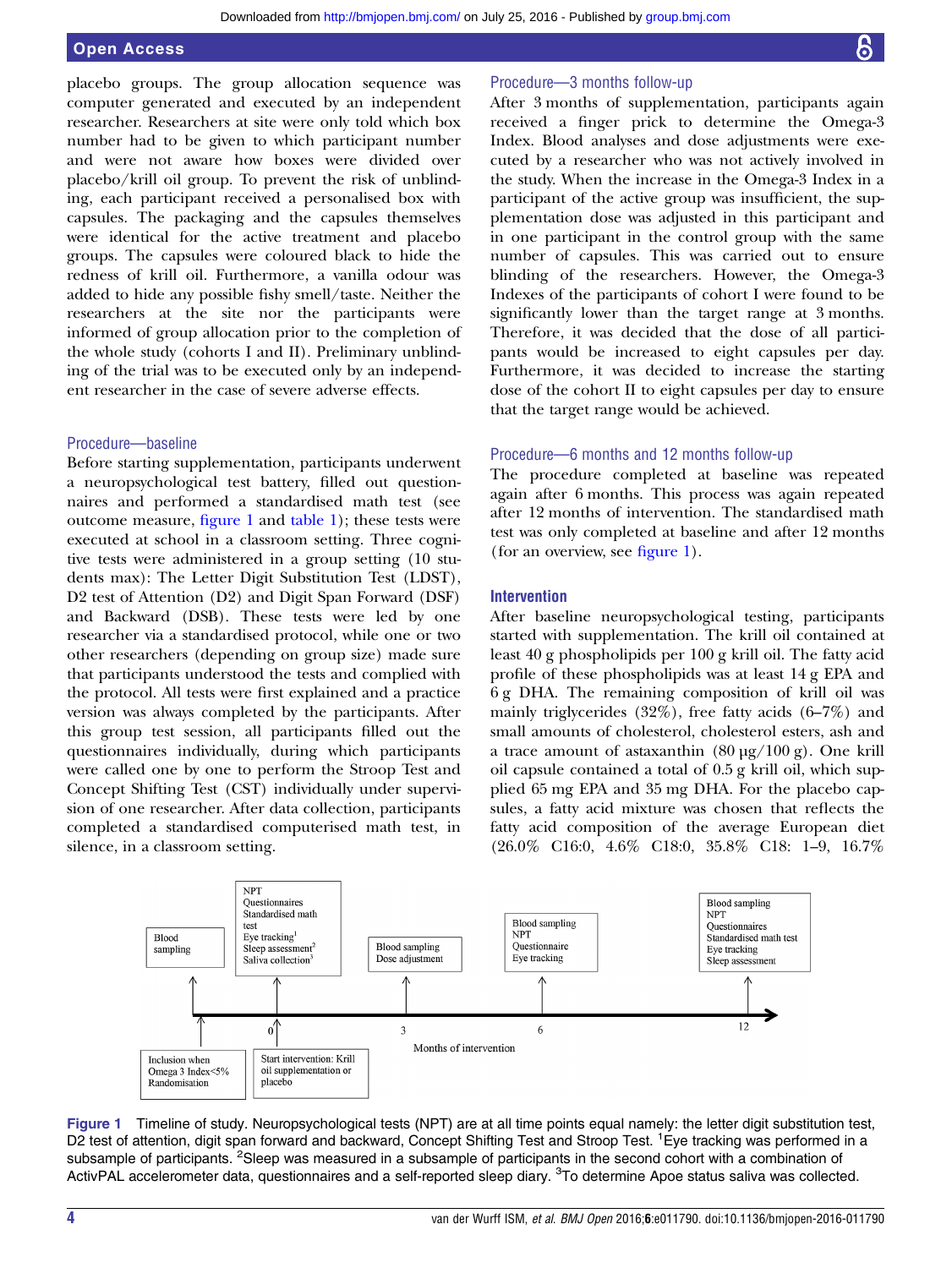placebo groups. The group allocation sequence was computer generated and executed by an independent researcher. Researchers at site were only told which box number had to be given to which participant number and were not aware how boxes were divided over placebo/krill oil group. To prevent the risk of unblinding, each participant received a personalised box with capsules. The packaging and the capsules themselves were identical for the active treatment and placebo groups. The capsules were coloured black to hide the redness of krill oil. Furthermore, a vanilla odour was added to hide any possible fishy smell/taste. Neither the researchers at the site nor the participants were informed of group allocation prior to the completion of the whole study (cohorts I and II). Preliminary unblinding of the trial was to be executed only by an independent researcher in the case of severe adverse effects.

### Procedure—baseline

Before starting supplementation, participants underwent a neuropsychological test battery, filled out questionnaires and performed a standardised math test (see outcome measure, figure 1 and table 1); these tests were executed at school in a classroom setting. Three cognitive tests were administered in a group setting (10 students max): The Letter Digit Substitution Test (LDST), D2 test of Attention (D2) and Digit Span Forward (DSF) and Backward (DSB). These tests were led by one researcher via a standardised protocol, while one or two other researchers (depending on group size) made sure that participants understood the tests and complied with the protocol. All tests were first explained and a practice version was always completed by the participants. After this group test session, all participants filled out the questionnaires individually, during which participants were called one by one to perform the Stroop Test and Concept Shifting Test (CST) individually under supervision of one researcher. After data collection, participants completed a standardised computerised math test, in silence, in a classroom setting.

### Procedure—3 months follow-up

After 3 months of supplementation, participants again received a finger prick to determine the Omega-3 Index. Blood analyses and dose adjustments were executed by a researcher who was not actively involved in the study. When the increase in the Omega-3 Index in a participant of the active group was insufficient, the supplementation dose was adjusted in this participant and in one participant in the control group with the same number of capsules. This was carried out to ensure blinding of the researchers. However, the Omega-3 Indexes of the participants of cohort I were found to be significantly lower than the target range at 3 months. Therefore, it was decided that the dose of all participants would be increased to eight capsules per day. Furthermore, it was decided to increase the starting dose of the cohort II to eight capsules per day to ensure that the target range would be achieved.

### Procedure—6 months and 12 months follow-up

The procedure completed at baseline was repeated again after 6 months. This process was again repeated after 12 months of intervention. The standardised math test was only completed at baseline and after 12 months (for an overview, see figure 1).

### Intervention

After baseline neuropsychological testing, participants started with supplementation. The krill oil contained at least 40 g phospholipids per 100 g krill oil. The fatty acid profile of these phospholipids was at least 14 g EPA and 6 g DHA. The remaining composition of krill oil was mainly triglycerides (32%), free fatty acids (6–7%) and small amounts of cholesterol, cholesterol esters, ash and a trace amount of astaxanthin (80 µg/100 g). One krill oil capsule contained a total of 0.5 g krill oil, which supplied 65 mg EPA and 35 mg DHA. For the placebo capsules, a fatty acid mixture was chosen that reflects the fatty acid composition of the average European diet (26.0% C16:0, 4.6% C18:0, 35.8% C18: 1–9, 16.7%

Figure 1 Timeline of study. Neuropsychological tests (NPT) are at all time points equal namely: the letter digit substitution test, D2 test of attention, digit span forward and backward, Concept Shifting Test and Stroop Test. [1]Eye tracking was performed in a subsample of participants. [2]Sleep was measured in a subsample of participants in the second cohort with a combination of ActivPAL accelerometer data, questionnaires and a self-reported sleep diary. [3]To determine Apoe status saliva was collected.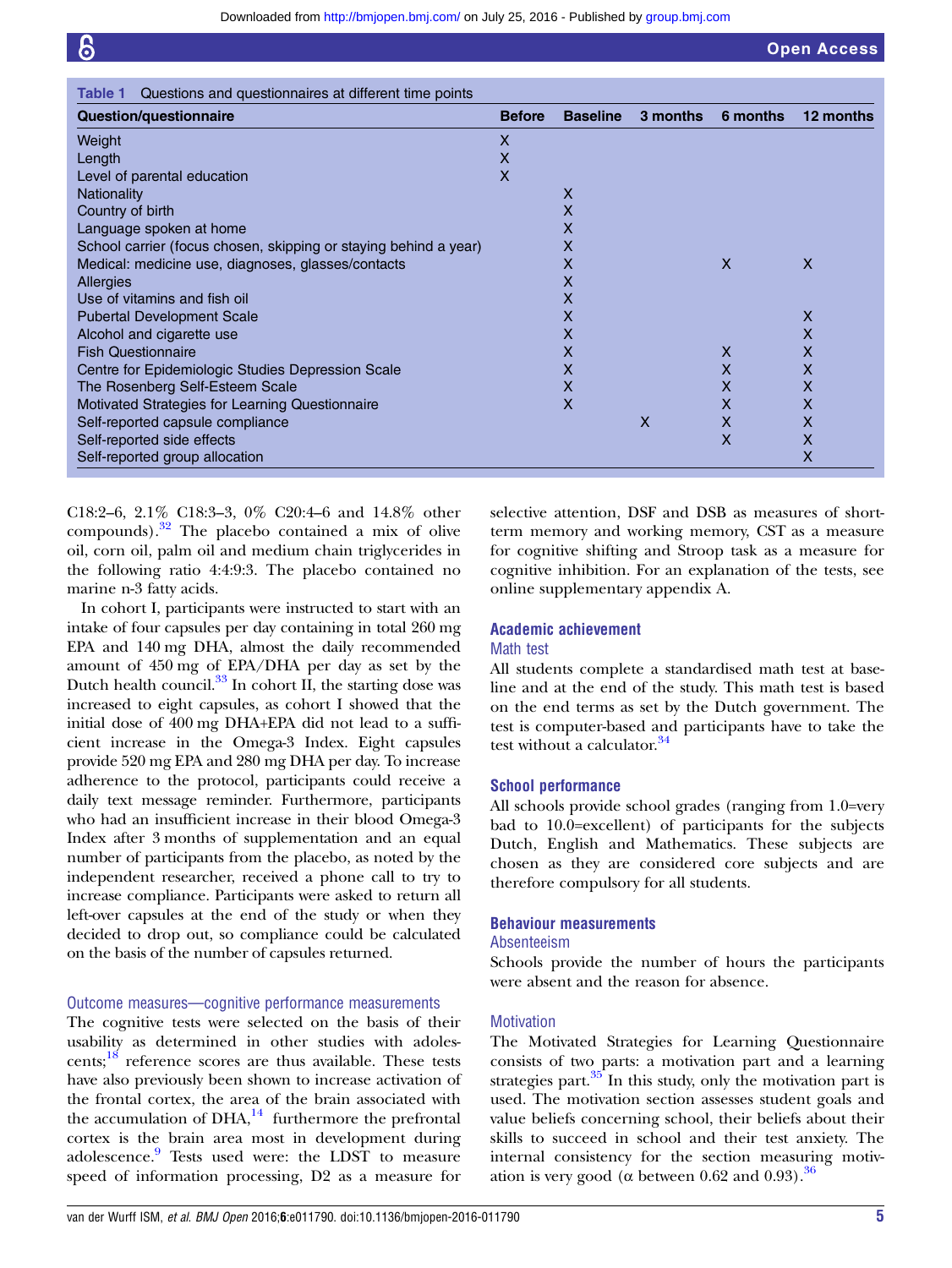**Table 1** Questions and questionnaires at different time points

| Question/questionnaire | Before | Baseline | 3 months | 6 months | 12 months |
|---|---|---|---|---|---|
| Weight | X | | | | |
| Length | X | | | | |
| Level of parental education | X | | | | |
| Nationality | | X | | | |
| Country of birth | | X | | | |
| Language spoken at home | | X | | | |
| School carrier (focus chosen, skipping or staying behind a year) | | X | | | |
| Medical: medicine use, diagnoses, glasses/contacts | | X | | X | X |
| Allergies | | X | | | |
| Use of vitamins and fish oil | | X | | | |
| Pubertal Development Scale | | X | | | X |
| Alcohol and cigarette use | | X | | | X |
| Fish Questionnaire | | X | | X | X |
| Centre for Epidemiologic Studies Depression Scale | | X | | X | X |
| The Rosenberg Self-Esteem Scale | | X | | X | X |
| Motivated Strategies for Learning Questionnaire | | X | | X | X |
| Self-reported capsule compliance | | | X | X | X |
| Self-reported side effects | | | | X | X |
| Self-reported group allocation | | | | | X |

C18:2–6, 2.1% C18:3–3, 0% C20:4–6 and 14.8% other compounds).[32] The placebo contained a mix of olive oil, corn oil, palm oil and medium chain triglycerides in the following ratio 4:4:9:3. The placebo contained no marine n-3 fatty acids.

In cohort I, participants were instructed to start with an intake of four capsules per day containing in total 260 mg EPA and 140 mg DHA, almost the daily recommended amount of 450 mg of EPA/DHA per day as set by the Dutch health council.[33] In cohort II, the starting dose was increased to eight capsules, as cohort I showed that the initial dose of 400 mg DHA+EPA did not lead to a sufficient increase in the Omega-3 Index. Eight capsules provide 520 mg EPA and 280 mg DHA per day. To increase adherence to the protocol, participants could receive a daily text message reminder. Furthermore, participants who had an insufficient increase in their blood Omega-3 Index after 3 months of supplementation and an equal number of participants from the placebo, as noted by the independent researcher, received a phone call to try to increase compliance. Participants were asked to return all left-over capsules at the end of the study or when they decided to drop out, so compliance could be calculated on the basis of the number of capsules returned.

### Outcome measures—cognitive performance measurements

The cognitive tests were selected on the basis of their usability as determined in other studies with adolescents;[18] reference scores are thus available. These tests have also previously been shown to increase activation of the frontal cortex, the area of the brain associated with the accumulation of DHA,[14] furthermore the prefrontal cortex is the brain area most in development during adolescence.[9] Tests used were: the LDST to measure speed of information processing, D2 as a measure for selective attention, DSF and DSB as measures of short-term memory and working memory, CST as a measure for cognitive shifting and Stroop task as a measure for cognitive inhibition. For an explanation of the tests, see online supplementary appendix A.

## Academic achievement

### Math test

All students complete a standardised math test at baseline and at the end of the study. This math test is based on the end terms as set by the Dutch government. The test is computer-based and participants have to take the test without a calculator.[34]

## School performance

All schools provide school grades (ranging from 1.0=very bad to 10.0=excellent) of participants for the subjects Dutch, English and Mathematics. These subjects are chosen as they are considered core subjects and are therefore compulsory for all students.

## Behaviour measurements

### Absenteeism

Schools provide the number of hours the participants were absent and the reason for absence.

### Motivation

The Motivated Strategies for Learning Questionnaire consists of two parts: a motivation part and a learning strategies part.[35] In this study, only the motivation part is used. The motivation section assesses student goals and value beliefs concerning school, their beliefs about their skills to succeed in school and their test anxiety. The internal consistency for the section measuring motivation is very good ($\alpha$ between 0.62 and 0.93).[36]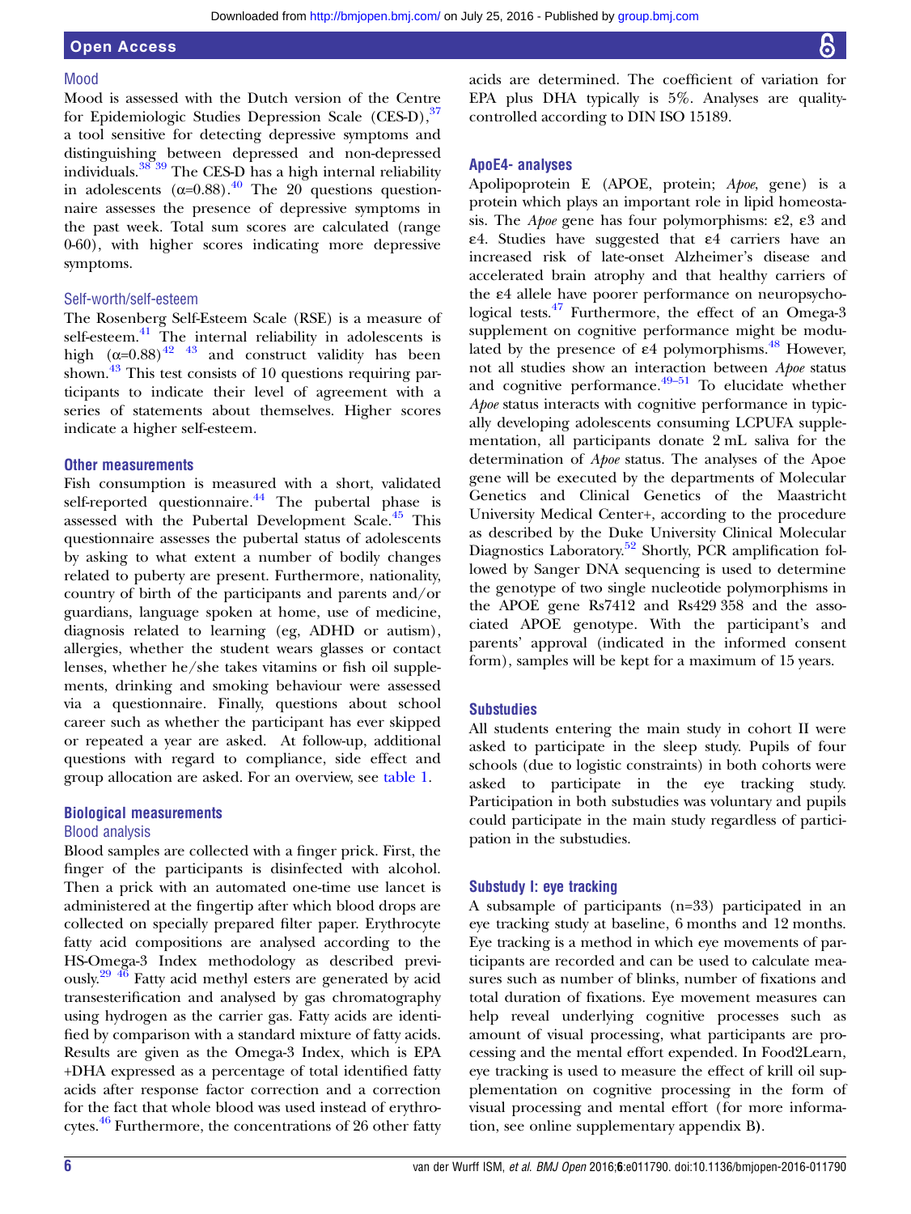### Mood

Mood is assessed with the Dutch version of the Centre for Epidemiologic Studies Depression Scale (CES-D),[37] a tool sensitive for detecting depressive symptoms and distinguishing between depressed and non-depressed individuals.[38 39] The CES-D has a high internal reliability in adolescents (α=0.88).[40] The 20 questions questionnaire assesses the presence of depressive symptoms in the past week. Total sum scores are calculated (range 0-60), with higher scores indicating more depressive symptoms.

### Self-worth/self-esteem

The Rosenberg Self-Esteem Scale (RSE) is a measure of self-esteem.[41] The internal reliability in adolescents is high (α=0.88)[42 43] and construct validity has been shown.[43] This test consists of 10 questions requiring participants to indicate their level of agreement with a series of statements about themselves. Higher scores indicate a higher self-esteem.

## Other measurements

Fish consumption is measured with a short, validated self-reported questionnaire.[44] The pubertal phase is assessed with the Pubertal Development Scale.[45] This questionnaire assesses the pubertal status of adolescents by asking to what extent a number of bodily changes related to puberty are present. Furthermore, nationality, country of birth of the participants and parents and/or guardians, language spoken at home, use of medicine, diagnosis related to learning (eg, ADHD or autism), allergies, whether the student wears glasses or contact lenses, whether he/she takes vitamins or fish oil supplements, drinking and smoking behaviour were assessed via a questionnaire. Finally, questions about school career such as whether the participant has ever skipped or repeated a year are asked. At follow-up, additional questions with regard to compliance, side effect and group allocation are asked. For an overview, see table 1.

## Biological measurements

### Blood analysis

Blood samples are collected with a finger prick. First, the finger of the participants is disinfected with alcohol. Then a prick with an automated one-time use lancet is administered at the fingertip after which blood drops are collected on specially prepared filter paper. Erythrocyte fatty acid compositions are analysed according to the HS-Omega-3 Index methodology as described previously.[29 46] Fatty acid methyl esters are generated by acid transesterification and analysed by gas chromatography using hydrogen as the carrier gas. Fatty acids are identified by comparison with a standard mixture of fatty acids. Results are given as the Omega-3 Index, which is EPA +DHA expressed as a percentage of total identified fatty acids after response factor correction and a correction for the fact that whole blood was used instead of erythrocytes.[46] Furthermore, the concentrations of 26 other fatty acids are determined. The coefficient of variation for EPA plus DHA typically is 5%. Analyses are quality-controlled according to DIN ISO 15189.

## ApoE4- analyses

Apolipoprotein E (APOE, protein; *Apoe*, gene) is a protein which plays an important role in lipid homeostasis. The *Apoe* gene has four polymorphisms: ε2, ε3 and ε4. Studies have suggested that ε4 carriers have an increased risk of late-onset Alzheimer's disease and accelerated brain atrophy and that healthy carriers of the ε4 allele have poorer performance on neuropsychological tests.[47] Furthermore, the effect of an Omega-3 supplement on cognitive performance might be modulated by the presence of ε4 polymorphisms.[48] However, not all studies show an interaction between *Apoe* status and cognitive performance.[49–51] To elucidate whether *Apoe* status interacts with cognitive performance in typically developing adolescents consuming LCPUFA supplementation, all participants donate 2 mL saliva for the determination of *Apoe* status. The analyses of the Apoe gene will be executed by the departments of Molecular Genetics and Clinical Genetics of the Maastricht University Medical Center+, according to the procedure as described by the Duke University Clinical Molecular Diagnostics Laboratory.[52] Shortly, PCR amplification followed by Sanger DNA sequencing is used to determine the genotype of two single nucleotide polymorphisms in the APOE gene Rs7412 and Rs429 358 and the associated APOE genotype. With the participant's and parents' approval (indicated in the informed consent form), samples will be kept for a maximum of 15 years.

## Substudies

All students entering the main study in cohort II were asked to participate in the sleep study. Pupils of four schools (due to logistic constraints) in both cohorts were asked to participate in the eye tracking study. Participation in both substudies was voluntary and pupils could participate in the main study regardless of participation in the substudies.

## Substudy I: eye tracking

A subsample of participants (n=33) participated in an eye tracking study at baseline, 6 months and 12 months. Eye tracking is a method in which eye movements of participants are recorded and can be used to calculate measures such as number of blinks, number of fixations and total duration of fixations. Eye movement measures can help reveal underlying cognitive processes such as amount of visual processing, what participants are processing and the mental effort expended. In Food2Learn, eye tracking is used to measure the effect of krill oil supplementation on cognitive processing in the form of visual processing and mental effort (for more information, see online supplementary appendix B).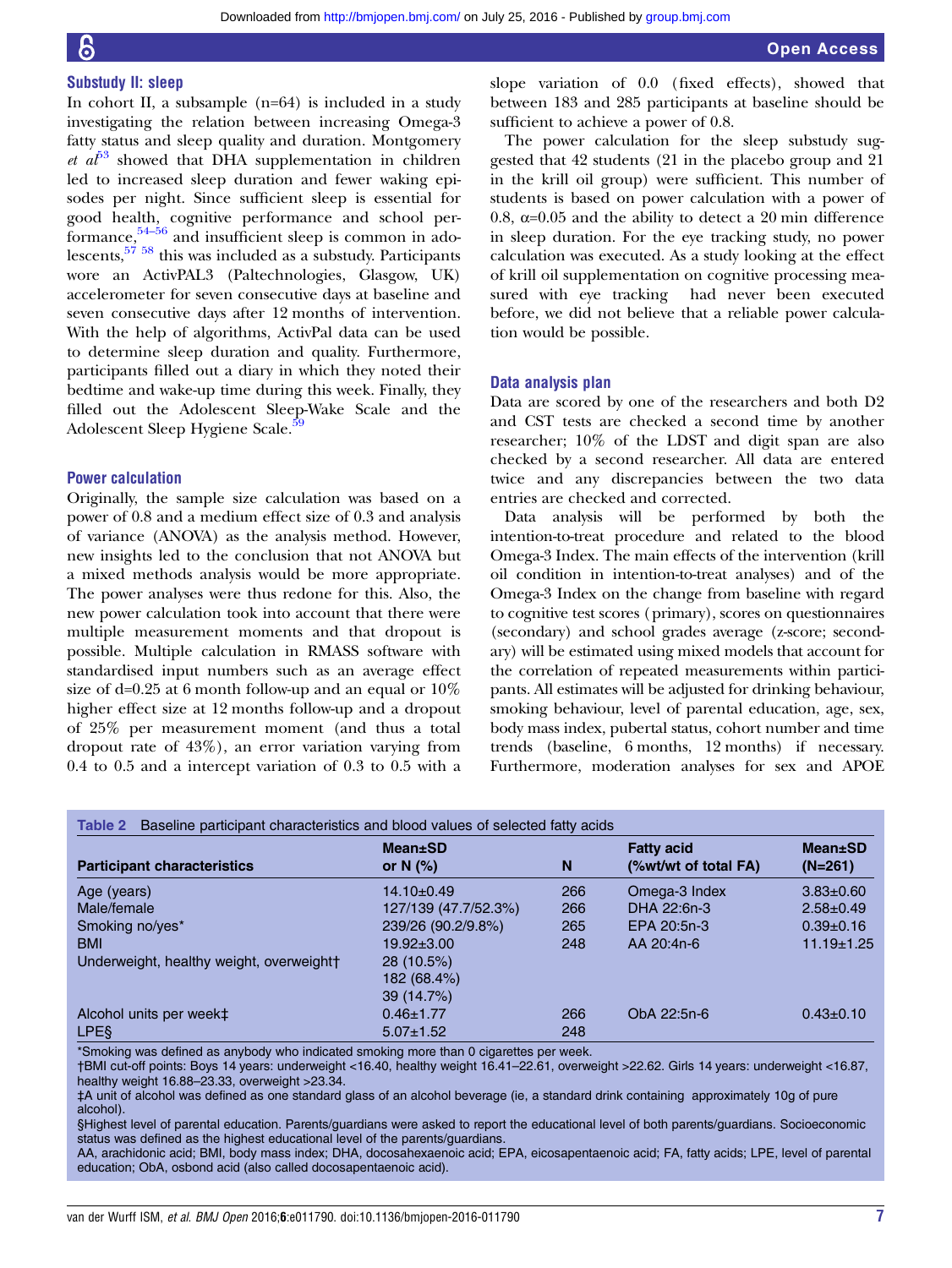### Substudy II: sleep

In cohort II, a subsample (n=64) is included in a study investigating the relation between increasing Omega-3 fatty status and sleep quality and duration. Montgomery *et al*[53] showed that DHA supplementation in children led to increased sleep duration and fewer waking episodes per night. Since sufficient sleep is essential for good health, cognitive performance and school performance,[54–56] and insufficient sleep is common in adolescents,[57 58] this was included as a substudy. Participants wore an ActivPAL3 (Paltechnologies, Glasgow, UK) accelerometer for seven consecutive days at baseline and seven consecutive days after 12 months of intervention. With the help of algorithms, ActivPal data can be used to determine sleep duration and quality. Furthermore, participants filled out a diary in which they noted their bedtime and wake-up time during this week. Finally, they filled out the Adolescent Sleep-Wake Scale and the Adolescent Sleep Hygiene Scale.[59]

### Power calculation

Originally, the sample size calculation was based on a power of 0.8 and a medium effect size of 0.3 and analysis of variance (ANOVA) as the analysis method. However, new insights led to the conclusion that not ANOVA but a mixed methods analysis would be more appropriate. The power analyses were thus redone for this. Also, the new power calculation took into account that there were multiple measurement moments and that dropout is possible. Multiple calculation in RMASS software with standardised input numbers such as an average effect size of d=0.25 at 6 month follow-up and an equal or 10% higher effect size at 12 months follow-up and a dropout of 25% per measurement moment (and thus a total dropout rate of 43%), an error variation varying from 0.4 to 0.5 and a intercept variation of 0.3 to 0.5 with a slope variation of 0.0 (fixed effects), showed that between 183 and 285 participants at baseline should be sufficient to achieve a power of 0.8.

The power calculation for the sleep substudy suggested that 42 students (21 in the placebo group and 21 in the krill oil group) were sufficient. This number of students is based on power calculation with a power of 0.8, α=0.05 and the ability to detect a 20 min difference in sleep duration. For the eye tracking study, no power calculation was executed. As a study looking at the effect of krill oil supplementation on cognitive processing measured with eye tracking had never been executed before, we did not believe that a reliable power calculation would be possible.

### Data analysis plan

Data are scored by one of the researchers and both D2 and CST tests are checked a second time by another researcher; 10% of the LDST and digit span are also checked by a second researcher. All data are entered twice and any discrepancies between the two data entries are checked and corrected.

Data analysis will be performed by both the intention-to-treat procedure and related to the blood Omega-3 Index. The main effects of the intervention (krill oil condition in intention-to-treat analyses) and of the Omega-3 Index on the change from baseline with regard to cognitive test scores (primary), scores on questionnaires (secondary) and school grades average (z-score; secondary) will be estimated using mixed models that account for the correlation of repeated measurements within participants. All estimates will be adjusted for drinking behaviour, smoking behaviour, level of parental education, age, sex, body mass index, pubertal status, cohort number and time trends (baseline, 6 months, 12 months) if necessary. Furthermore, moderation analyses for sex and APOE

**Table 2** Baseline participant characteristics and blood values of selected fatty acids

| Participant characteristics | Mean±SD or N (%) | N | Fatty acid (%wt/wt of total FA) | Mean±SD (N=261) |
|---|---|---|---|---|
| Age (years) | 14.10±0.49 | 266 | Omega-3 Index | 3.83±0.60 |
| Male/female | 127/139 (47.7/52.3%) | 266 | DHA 22:6n-3 | 2.58±0.49 |
| Smoking no/yes* | 239/26 (90.2/9.8%) | 265 | EPA 20:5n-3 | 0.39±0.16 |
| BMI | 19.92±3.00 | 248 | AA 20:4n-6 | 11.19±1.25 |
| Underweight, healthy weight, overweight† | 28 (10.5%)<br>182 (68.4%)<br>39 (14.7%) | | | |
| Alcohol units per week‡ | 0.46±1.77 | 266 | ObA 22:5n-6 | 0.43±0.10 |
| LPE§ | 5.07±1.52 | 248 | | |

*Smoking was defined as anybody who indicated smoking more than 0 cigarettes per week.
†BMI cut-off points: Boys 14 years: underweight <16.40, healthy weight 16.41–22.61, overweight >22.62. Girls 14 years: underweight <16.87, healthy weight 16.88–23.33, overweight >23.34.
‡A unit of alcohol was defined as one standard glass of an alcohol beverage (ie, a standard drink containing approximately 10g of pure alcohol).
§Highest level of parental education. Parents/guardians were asked to report the educational level of both parents/guardians. Socioeconomic status was defined as the highest educational level of the parents/guardians.
AA, arachidonic acid; BMI, body mass index; DHA, docosahexaenoic acid; EPA, eicosapentaenoic acid; FA, fatty acids; LPE, level of parental education; ObA, osbond acid (also called docosapentaenoic acid).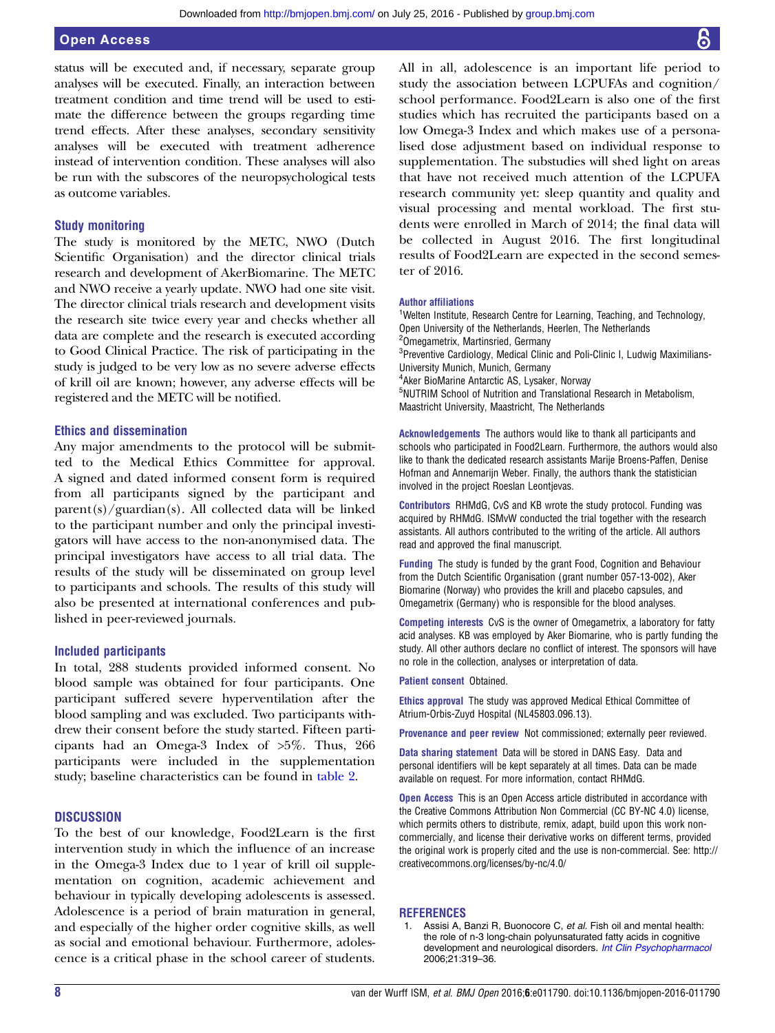status will be executed and, if necessary, separate group analyses will be executed. Finally, an interaction between treatment condition and time trend will be used to estimate the difference between the groups regarding time trend effects. After these analyses, secondary sensitivity analyses will be executed with treatment adherence instead of intervention condition. These analyses will also be run with the subscores of the neuropsychological tests as outcome variables.

### Study monitoring

The study is monitored by the METC, NWO (Dutch Scientific Organisation) and the director clinical trials research and development of AkerBiomarine. The METC and NWO receive a yearly update. NWO had one site visit. The director clinical trials research and development visits the research site twice every year and checks whether all data are complete and the research is executed according to Good Clinical Practice. The risk of participating in the study is judged to be very low as no severe adverse effects of krill oil are known; however, any adverse effects will be registered and the METC will be notified.

### Ethics and dissemination

Any major amendments to the protocol will be submitted to the Medical Ethics Committee for approval. A signed and dated informed consent form is required from all participants signed by the participant and parent(s)/guardian(s). All collected data will be linked to the participant number and only the principal investigators will have access to the non-anonymised data. The principal investigators have access to all trial data. The results of the study will be disseminated on group level to participants and schools. The results of this study will also be presented at international conferences and published in peer-reviewed journals.

### Included participants

In total, 288 students provided informed consent. No blood sample was obtained for four participants. One participant suffered severe hyperventilation after the blood sampling and was excluded. Two participants withdrew their consent before the study started. Fifteen participants had an Omega-3 Index of >5%. Thus, 266 participants were included in the supplementation study; baseline characteristics can be found in table 2.

## DISCUSSION

To the best of our knowledge, Food2Learn is the first intervention study in which the influence of an increase in the Omega-3 Index due to 1 year of krill oil supplementation on cognition, academic achievement and behaviour in typically developing adolescents is assessed. Adolescence is a period of brain maturation in general, and especially of the higher order cognitive skills, as well as social and emotional behaviour. Furthermore, adolescence is a critical phase in the school career of students. All in all, adolescence is an important life period to study the association between LCPUFAs and cognition/school performance. Food2Learn is also one of the first studies which has recruited the participants based on a low Omega-3 Index and which makes use of a personalised dose adjustment based on individual response to supplementation. The substudies will shed light on areas that have not received much attention of the LCPUFA research community yet: sleep quantity and quality and visual processing and mental workload. The first students were enrolled in March of 2014; the final data will be collected in August 2016. The first longitudinal results of Food2Learn are expected in the second semester of 2016.

**Author affiliations**
[1]Welten Institute, Research Centre for Learning, Teaching, and Technology, Open University of the Netherlands, Heerlen, The Netherlands
[2]Omegametrix, Martinsried, Germany
[3]Preventive Cardiology, Medical Clinic and Poli-Clinic I, Ludwig Maximilians-University Munich, Munich, Germany
[4]Aker BioMarine Antarctic AS, Lysaker, Norway
[5]NUTRIM School of Nutrition and Translational Research in Metabolism, Maastricht University, Maastricht, The Netherlands

**Acknowledgements** The authors would like to thank all participants and schools who participated in Food2Learn. Furthermore, the authors would also like to thank the dedicated research assistants Marije Broens-Paffen, Denise Hofman and Annemarijn Weber. Finally, the authors thank the statistician involved in the project Roeslan Leontjevas.

**Contributors** RHMdG, CvS and KB wrote the study protocol. Funding was acquired by RHMdG. ISMvW conducted the trial together with the research assistants. All authors contributed to the writing of the article. All authors read and approved the final manuscript.

**Funding** The study is funded by the grant Food, Cognition and Behaviour from the Dutch Scientific Organisation (grant number 057-13-002), Aker Biomarine (Norway) who provides the krill and placebo capsules, and Omegametrix (Germany) who is responsible for the blood analyses.

**Competing interests** CvS is the owner of Omegametrix, a laboratory for fatty acid analyses. KB was employed by Aker Biomarine, who is partly funding the study. All other authors declare no conflict of interest. The sponsors will have no role in the collection, analyses or interpretation of data.

**Patient consent** Obtained.

**Ethics approval** The study was approved Medical Ethical Committee of Atrium-Orbis-Zuyd Hospital (NL45803.096.13).

**Provenance and peer review** Not commissioned; externally peer reviewed.

**Data sharing statement** Data will be stored in DANS Easy. Data and personal identifiers will be kept separately at all times. Data can be made available on request. For more information, contact RHMdG.

**Open Access** This is an Open Access article distributed in accordance with the Creative Commons Attribution Non Commercial (CC BY-NC 4.0) license, which permits others to distribute, remix, adapt, build upon this work non-commercially, and license their derivative works on different terms, provided the original work is properly cited and the use is non-commercial. See: http://creativecommons.org/licenses/by-nc/4.0/

## REFERENCES

1. Assisi A, Banzi R, Buonocore C, *et al.* Fish oil and mental health: the role of n-3 long-chain polyunsaturated fatty acids in cognitive development and neurological disorders. *Int Clin Psychopharmacol* 2006;21:319–36.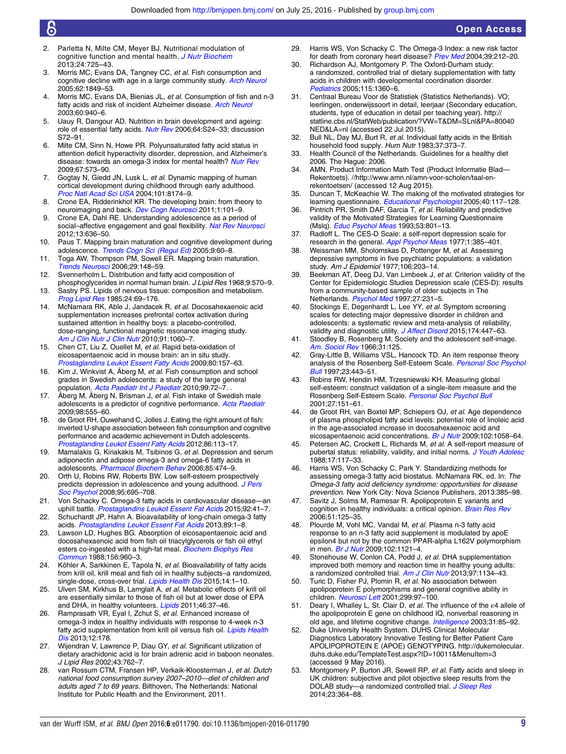2. Parletta N, Milte CM, Meyer BJ. Nutritional modulation of cognitive function and mental health. *J Nutr Biochem* 2013;24:725–43.
3. Morris MC, Evans DA, Tangney CC, *et al*. Fish consumption and cognitive decline with age in a large community study. *Arch Neurol* 2005;62:1849–53.
4. Morris MC, Evans DA, Bienias JL, *et al*. Consumption of fish and n-3 fatty acids and risk of incident Alzheimer disease. *Arch Neurol* 2003;60:940–6.
5. Uauy R, Dangour AD. Nutrition in brain development and ageing: role of essential fatty acids. *Nutr Rev* 2006;64:S24–33; discussion S72–91.
6. Milte CM, Sinn N, Howe PR. Polyunsaturated fatty acid status in attention deficit hyperactivity disorder, depression, and Alzheimer's disease: towards an omega-3 index for mental health? *Nutr Rev* 2009;67:573–90.
7. Gogtay N, Giedd JN, Lusk L, *et al*. Dynamic mapping of human cortical development during childhood through early adulthood. *Proc Natl Acad Sci USA* 2004;101:8174–9.
8. Crone EA, Ridderinkhof KR. The developing brain: from theory to neuroimaging and back. *Dev Cogn Neurosci* 2011;1:101–9.
9. Crone EA, Dahl RE. Understanding adolescence as a period of social–affective engagement and goal flexibility. *Nat Rev Neurosci* 2012;13:636–50.
10. Paus T. Mapping brain maturation and cognitive development during adolescence. *Trends Cogn Sci (Regul Ed)* 2005;9:60–8.
11. Toga AW, Thompson PM, Sowell ER. Mapping brain maturation. *Trends Neurosci* 2006;29:148–59.
12. Svennerholm L. Distribution and fatty acid composition of phosphoglycerides in normal human brain. *J Lipid Res* 1968;9:570–9.
13. Sastry PS. Lipids of nervous tissue: composition and metabolism. *Prog Lipid Res* 1985;24:69–176.
14. McNamara RK, Able J, Jandacek R, *et al*. Docosahexaenoic acid supplementation increases prefrontal cortex activation during sustained attention in healthy boys: a placebo-controlled, dose-ranging, functional magnetic resonance imaging study. *Am J Clin Nutr J Clin Nutr* 2010;91:1060–7.
15. Chen CT, Liu Z, Ouellet M, *et al*. Rapid beta-oxidation of eicosapentaenoic acid in mouse brain: an in situ study. *Prostaglandins Leukot Essent Fatty Acids* 2009;80:157–63.
16. Kim J, Winkvist A, Åberg M, *et al*. Fish consumption and school grades in Swedish adolescents: a study of the large general population. *Acta Paediatr Int J Paediatr* 2010;99:72–7. .
17. Åberg M, Åberg N, Brisman J, *et al*. Fish intake of Swedish male adolescents is a predictor of cognitive performance. *Acta Paediatr* 2009;98:555–60.
18. de Groot RH, Ouwehand C, Jolles J. Eating the right amount of fish: inverted U-shape association between fish consumption and cognitive performance and academic achievement in Dutch adolescents. *Prostaglandins Leukot Essent Fatty Acids* 2012;86:113–17.
19. Mamalakis G, Kiriakakis M, Tsibinos G, *et al*. Depression and serum adiponectin and adipose omega-3 and omega-6 fatty acids in adolescents. *Pharmacol Biochem Behav* 2006;85:474–9.
20. Orth U, Robins RW, Roberts BW. Low self-esteem prospectively predicts depression in adolescence and young adulthood. *J Pers Soc Psychol* 2008;95:695–708.
21. Von Schacky C. Omega-3 fatty acids in cardiovascular disease—an uphill battle. *Prostaglandins Leukot Essent Fat Acids* 2015;92:41–7.
22. Schuchardt JP, Hahn A. Bioavailability of long-chain omega-3 fatty acids. *Prostaglandins Leukot Essent Fat Acids* 2013;89:1–8.
23. Lawson LD, Hughes BG. Absorption of eicosapentaenoic acid and docosahexaenoic acid from fish oil triacylglycerols or fish oil ethyl esters co-ingested with a high-fat meal. *Biochem Biophys Res Commun* 1988;156:960–3.
24. Köhler A, Sarkkinen E, Tapola N, *et al*. Bioavailability of fatty acids from krill oil, krill meal and fish oil in healthy subjects–a randomized, single-dose, cross-over trial. *Lipids Health Dis* 2015;14:1–10.
25. Ulven SM, Kirkhus B, Lamglait A, *et al*. Metabolic effects of krill oil are essentially similar to those of fish oil but at lower dose of EPA and DHA, in healthy volunteers. *Lipids* 2011;46:37–46.
26. Ramprasath VR, Eyal I, Zchut S, *et al*. Enhanced increase of omega-3 index in healthy individuals with response to 4-week n-3 fatty acid supplementation from krill oil versus fish oil. *Lipids Health Dis* 2013;12:178.
27. Wijendran V, Lawrence P, Diau GY, *et al*. Significant utilization of dietary arachidonic acid is for brain adrenic acid in baboon neonates. *J Lipid Res* 2002;43:762–7.
28. van Rossum CTM, Fransen HP, Verkaik-Kloosterman J, *et al*. *Dutch national food consumption survey 2007–2010—diet of children and adults aged 7 to 69 years*. Bilthoven, The Netherlands: National Institute for Public Health and the Environment, 2011.
29. Harris WS, Von Schacky C. The Omega-3 Index: a new risk factor for death from coronary heart disease? *Prev Med* 2004;39:212–20.
30. Richardson AJ, Montgomery P. The Oxford-Durham study: a randomized, controlled trial of dietary supplementation with fatty acids in children with developmental coordination disorder. *Pediatrics* 2005;115:1360–6.
31. Centraal Bureau Voor de Statistiek (Statistics Netherlands). VO; leerlingen, onderwijssoort in detail, leerjaar (Secondary education, students, type of education in detail per teaching year). http://statline.cbs.nl/StatWeb/publication/?VW=T&DM=SLnl&PA=80040NED&LA=nl (accessed 22 Jul 2015).
32. Bull NL, Day MJ, Burt R, *et al*. Individual fatty acids in the British household food supply. *Hum Nutr* 1983;37:373–7.
33. Health Council of the Netherlands. Guidelines for a healthy diet 2006. The Hague: 2006.
34. AMN. Product Information Math Test (Product Informatie Blad—Rekentoets). //http://www.amn.nl/amn-voor-scholen/taal-en-rekentoetsen/ (accessed 12 Aug 2015).
35. Duncan T, McKeachie W. The making of the motivated strategies for learning questionnaire. *Educational Psychologist* 2005;40:117–128.
36. Pintrich PR, Smith DAF, Garcia T, *et al*. Reliability and predictive validity of the Motivated Strategies for Learning Questionnaire (Mslq). *Educ Psychol Meas* 1993;53:801–13.
37. Radloff L. The CES-D Scale: a self-report depression scale for research in the general. *Appl Psychol Meas* 1977;1:385–401.
38. Weissman MM, Sholomskas D, Pottenger M, *et al*. Assessing depressive symptoms in five psychiatric populations: a validation study. *Am J Epidemiol* 1977;106:203–14.
39. Beekman AT, Deeg DJ, Van Limbeek J, *et al*. Criterion validity of the Center for Epidemiologic Studies Depression scale (CES-D): results from a community-based sample of older subjects in The Netherlands. *Psychol Med* 1997;27:231–5.
40. Stockings E, Degenhardt L, Lee YY, *et al*. Symptom screening scales for detecting major depressive disorder in children and adolescents: a systematic review and meta-analysis of reliability, validity and diagnostic utility. *J Affect Disord* 2015;174:447–63.
41. Stoodley B, Rosenberg M. Society and the adolescent self-image. *Am. Sociol Rev* 1966;31:125.
42. Gray-Little B, Williams VSL, Hancock TD. An item response theory analysis of the Rosenberg Self-Esteem Scale. *Personal Soc Psychol Bull* 1997;23:443–51.
43. Robins RW, Hendin HM, Trzesniewski KH. Measuring global self-esteem: construct validation of a single-item measure and the Rosenberg Self-Esteem Scale. *Personal Soc Psychol Bull* 2001;27:151–61.
44. de Groot RH, van Boxtel MP, Schiepers OJ, *et al*. Age dependence of plasma phospholipid fatty acid levels: potential role of linoleic acid in the age-associated increase in docosahexaenoic acid and eicosapentaenoic acid concentrations. *Br J Nutr* 2009;102:1058–64.
45. Petersen AC, Crockett L, Richards M, *et al*. A self-report measure of pubertal status: reliability, validity, and initial norms. *J Youth Adolesc* 1988;17:117–33.
46. Harris WS, Von Schacky C, Park Y. Standardizing methods for assessing omega-3 fatty acid biostatus. McNamara RK, ed. In: *The Omega-3 fatty acid deficiency syndrome: opportunities for disease prevention*. New York City: Nova Science Publishers, 2013:385–98.
47. Savitz J, Solms M, Ramesar R. Apolipoprotein E variants and cognition in healthy individuals: a critical opinion. *Brain Res Rev* 2006;51:125–35.
48. Plourde M, Vohl MC, Vandal M, *et al*. Plasma n-3 fatty acid response to an n-3 fatty acid supplement is modulated by apoE epsilon4 but not by the common PPAR-alpha L162V polymorphism in men. *Br J Nutr* 2009;102:1121–4.
49. Stonehouse W, Conlon CA, Podd J, *et al*. DHA supplementation improved both memory and reaction time in healthy young adults: a randomized controlled trial. *Am J Clin Nutr* 2013;97:1134–43.
50. Turic D, Fisher PJ, Plomin R, *et al*. No association between apolipoprotein E polymorphisms and general cognitive ability in children. *Neurosci Lett* 2001;299:97–100.
51. Deary I, Whalley L, St. Clair D, *et al*. The influence of the ε4 allele of the apolipoprotein E gene on childhood IQ, nonverbal reasoning in old age, and lifetime cognitive change. *Intelligence* 2003;31:85–92.
52. Duke University Health System. DUHS Clinical Molecular Diagnostics Laboratory Innovative Testing for Better Patient Care APOLIPOPROTEIN E (APOE) GENOTYPING. http://dukemolecular.duhs.duke.edu/TemplateTest.aspx?ID=10011&MenuItem=3 (accessed 9 May 2016).
53. Montgomery P, Burton JR, Sewell RP, *et al*. Fatty acids and sleep in UK children: subjective and pilot objective sleep results from the DOLAB study—a randomized controlled trial. *J Sleep Res* 2014;23:364–88.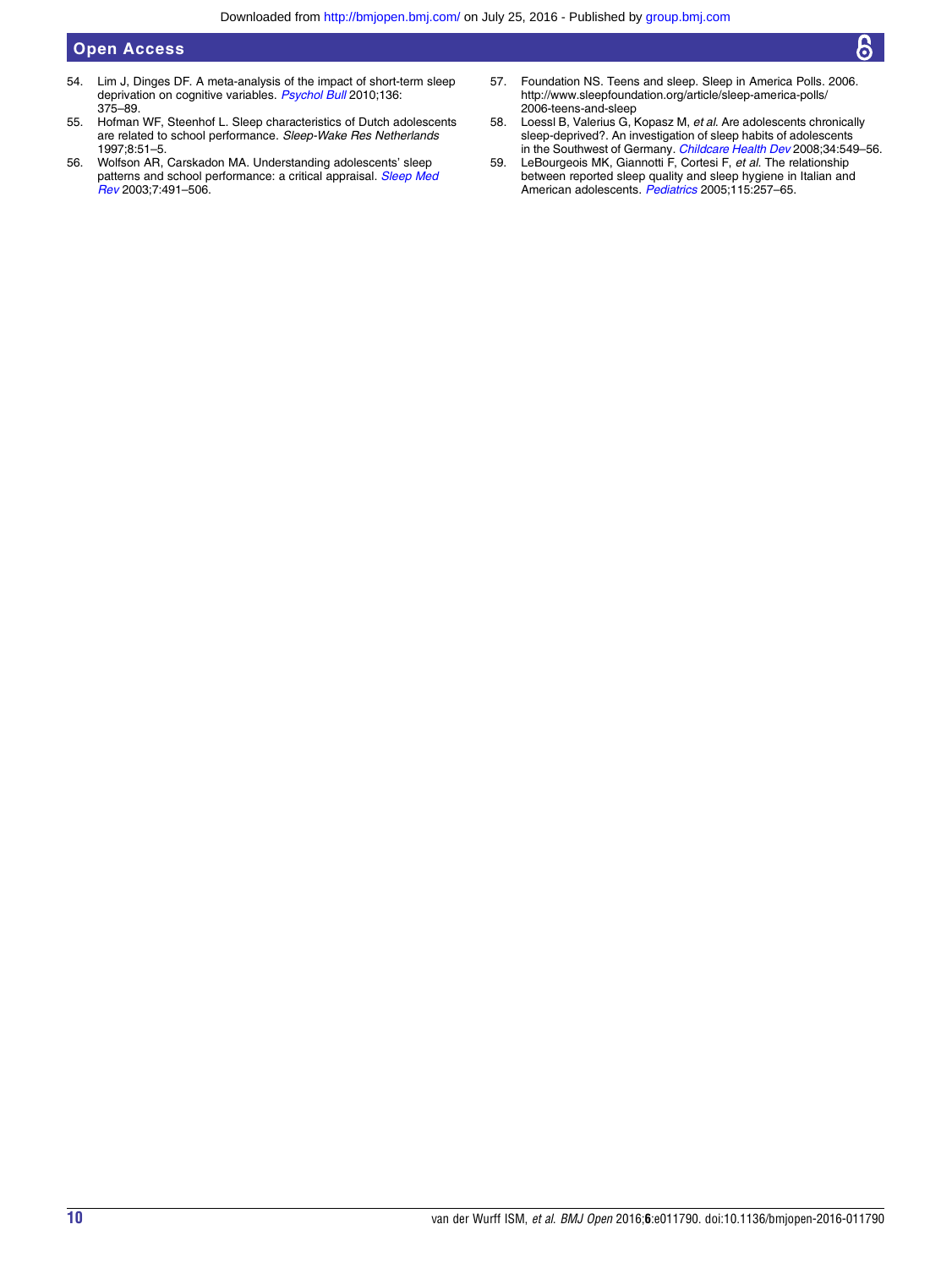54. Lim J, Dinges DF. A meta-analysis of the impact of short-term sleep deprivation on cognitive variables. *Psychol Bull* 2010;136:375–89.
55. Hofman WF, Steenhof L. Sleep characteristics of Dutch adolescents are related to school performance. *Sleep-Wake Res Netherlands* 1997;8:51–5.
56. Wolfson AR, Carskadon MA. Understanding adolescents' sleep patterns and school performance: a critical appraisal. *Sleep Med Rev* 2003;7:491–506.
57. Foundation NS. Teens and sleep. Sleep in America Polls. 2006. http://www.sleepfoundation.org/article/sleep-america-polls/2006-teens-and-sleep
58. Loessl B, Valerius G, Kopasz M, *et al*. Are adolescents chronically sleep-deprived?. An investigation of sleep habits of adolescents in the Southwest of Germany. *Childcare Health Dev* 2008;34:549–56.
59. LeBourgeois MK, Giannotti F, Cortesi F, *et al*. The relationship between reported sleep quality and sleep hygiene in Italian and American adolescents. *Pediatrics* 2005;115:257–65.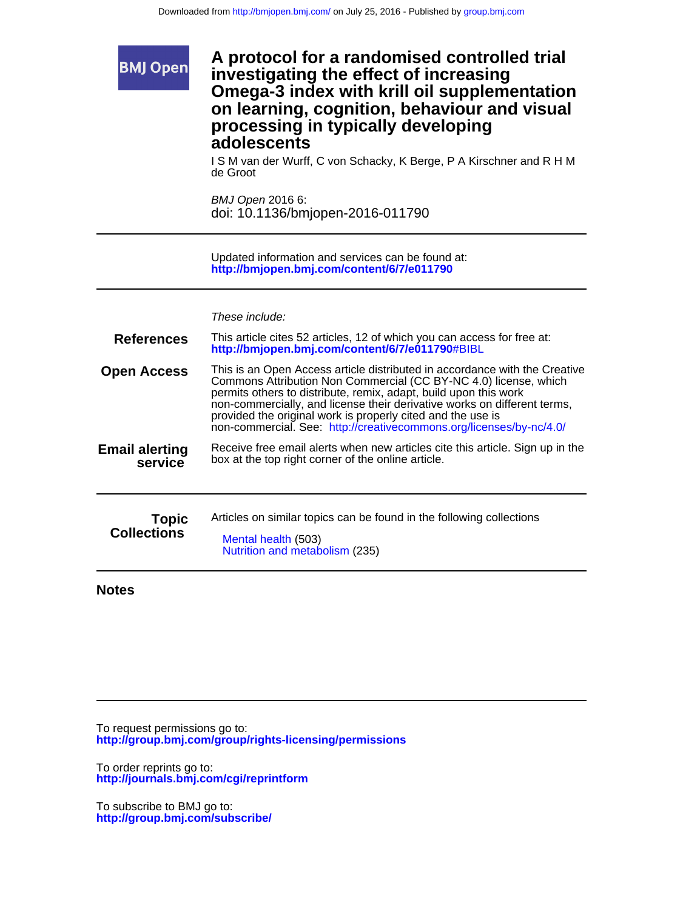Downloaded from http://bmjopen.bmj.com/ on July 25, 2016 - Published by group.bmj.com

BMJ Open

# A protocol for a randomised controlled trial investigating the effect of increasing Omega-3 index with krill oil supplementation on learning, cognition, behaviour and visual processing in typically developing adolescents

I S M van der Wurff, C von Schacky, K Berge, P A Kirschner and R H M de Groot

*BMJ Open* 2016 6:
doi: 10.1136/bmjopen-2016-011790

Updated information and services can be found at:
**http://bmjopen.bmj.com/content/6/7/e011790**

*These include:*

**References**
This article cites 52 articles, 12 of which you can access for free at:
**http://bmjopen.bmj.com/content/6/7/e011790**#BIBL

**Open Access**
This is an Open Access article distributed in accordance with the Creative Commons Attribution Non Commercial (CC BY-NC 4.0) license, which permits others to distribute, remix, adapt, build upon this work non-commercially, and license their derivative works on different terms, provided the original work is properly cited and the use is non-commercial. See: http://creativecommons.org/licenses/by-nc/4.0/

**Email alerting service**
Receive free email alerts when new articles cite this article. Sign up in the box at the top right corner of the online article.

**Topic Collections**
Articles on similar topics can be found in the following collections

Mental health (503)
Nutrition and metabolism (235)

## Notes

To request permissions go to:
**http://group.bmj.com/group/rights-licensing/permissions**

To order reprints go to:
**http://journals.bmj.com/cgi/reprintform**

To subscribe to BMJ go to:
**http://group.bmj.com/subscribe/**